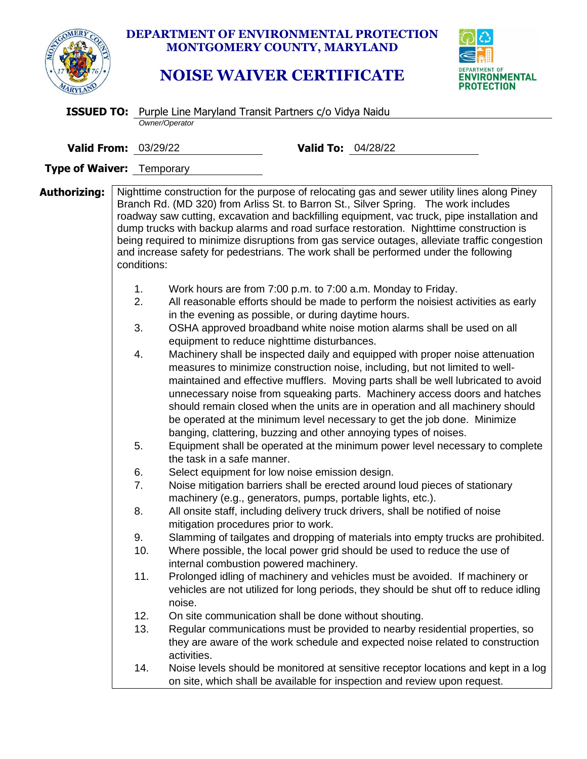# DEPARTMENT OF ENVIRONMENTAL PROTECTION
# MONTGOMERY COUNTY, MARYLAND

## NOISE WAIVER CERTIFICATE

**ISSUED TO:** Purple Line Maryland Transit Partners c/o Vidya Naidu
*Owner/Operator*

**Valid From:** 03/29/22 **Valid To:** 04/28/22

**Type of Waiver:** Temporary

**Authorizing:** Nighttime construction for the purpose of relocating gas and sewer utility lines along Piney Branch Rd. (MD 320) from Arliss St. to Barron St., Silver Spring. The work includes roadway saw cutting, excavation and backfilling equipment, vac truck, pipe installation and dump trucks with backup alarms and road surface restoration. Nighttime construction is being required to minimize disruptions from gas service outages, alleviate traffic congestion and increase safety for pedestrians. The work shall be performed under the following conditions:

1. Work hours are from 7:00 p.m. to 7:00 a.m. Monday to Friday.
2. All reasonable efforts should be made to perform the noisiest activities as early in the evening as possible, or during daytime hours.
3. OSHA approved broadband white noise motion alarms shall be used on all equipment to reduce nighttime disturbances.
4. Machinery shall be inspected daily and equipped with proper noise attenuation measures to minimize construction noise, including, but not limited to well-maintained and effective mufflers. Moving parts shall be well lubricated to avoid unnecessary noise from squeaking parts. Machinery access doors and hatches should remain closed when the units are in operation and all machinery should be operated at the minimum level necessary to get the job done. Minimize banging, clattering, buzzing and other annoying types of noises.
5. Equipment shall be operated at the minimum power level necessary to complete the task in a safe manner.
6. Select equipment for low noise emission design.
7. Noise mitigation barriers shall be erected around loud pieces of stationary machinery (e.g., generators, pumps, portable lights, etc.).
8. All onsite staff, including delivery truck drivers, shall be notified of noise mitigation procedures prior to work.
9. Slamming of tailgates and dropping of materials into empty trucks are prohibited.
10. Where possible, the local power grid should be used to reduce the use of internal combustion powered machinery.
11. Prolonged idling of machinery and vehicles must be avoided. If machinery or vehicles are not utilized for long periods, they should be shut off to reduce idling noise.
12. On site communication shall be done without shouting.
13. Regular communications must be provided to nearby residential properties, so they are aware of the work schedule and expected noise related to construction activities.
14. Noise levels should be monitored at sensitive receptor locations and kept in a log on site, which shall be available for inspection and review upon request.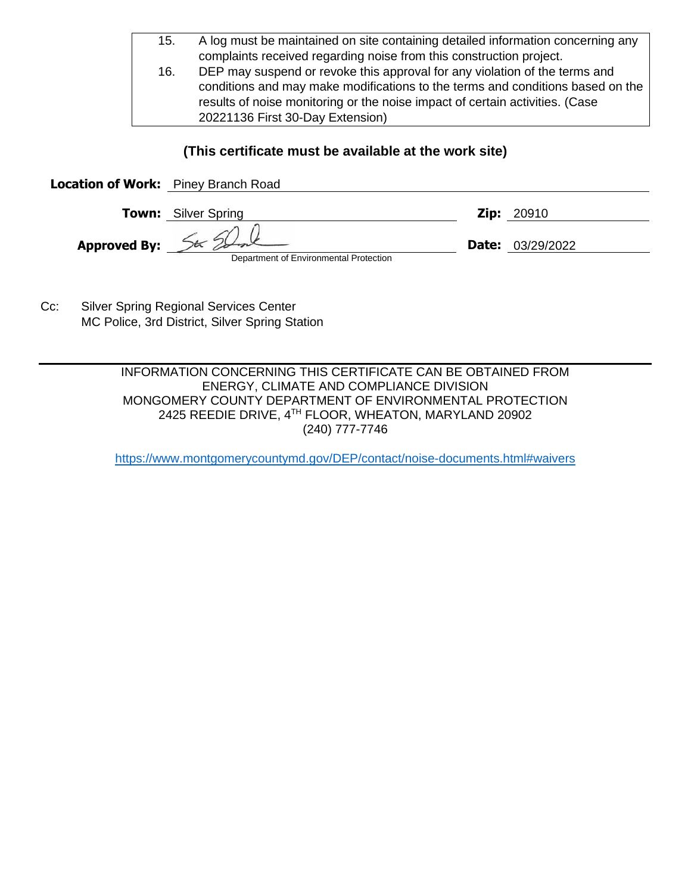15. A log must be maintained on site containing detailed information concerning any complaints received regarding noise from this construction project.
16. DEP may suspend or revoke this approval for any violation of the terms and conditions and may make modifications to the terms and conditions based on the results of noise monitoring or the noise impact of certain activities. (Case 20221136 First 30-Day Extension)

**(This certificate must be available at the work site)**

**Location of Work:** Piney Branch Road

**Town:** Silver Spring **Zip:** 20910

**Approved By:** ________________ **Date:** 03/29/2022

Department of Environmental Protection

Cc: Silver Spring Regional Services Center
MC Police, 3rd District, Silver Spring Station

---

INFORMATION CONCERNING THIS CERTIFICATE CAN BE OBTAINED FROM
ENERGY, CLIMATE AND COMPLIANCE DIVISION
MONGOMERY COUNTY DEPARTMENT OF ENVIRONMENTAL PROTECTION
2425 REEDIE DRIVE, 4TH FLOOR, WHEATON, MARYLAND 20902
(240) 777-7746

https://www.montgomerycountymd.gov/DEP/contact/noise-documents.html#waivers